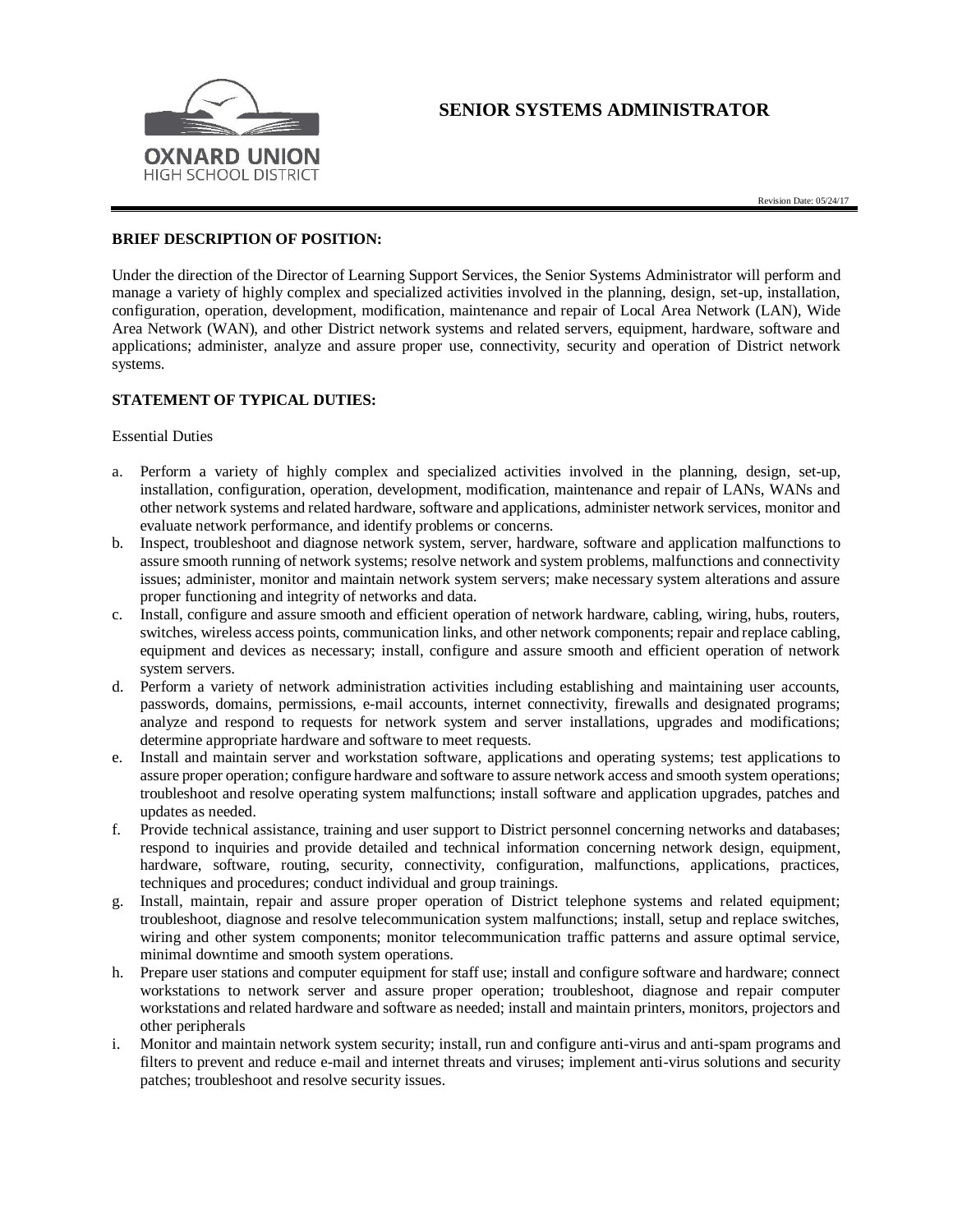OXNARD UNION
HIGH SCHOOL DISTRICT

# SENIOR SYSTEMS ADMINISTRATOR

Revision Date: 05/24/17

## BRIEF DESCRIPTION OF POSITION:

Under the direction of the Director of Learning Support Services, the Senior Systems Administrator will perform and manage a variety of highly complex and specialized activities involved in the planning, design, set-up, installation, configuration, operation, development, modification, maintenance and repair of Local Area Network (LAN), Wide Area Network (WAN), and other District network systems and related servers, equipment, hardware, software and applications; administer, analyze and assure proper use, connectivity, security and operation of District network systems.

## STATEMENT OF TYPICAL DUTIES:

Essential Duties

a. Perform a variety of highly complex and specialized activities involved in the planning, design, set-up, installation, configuration, operation, development, modification, maintenance and repair of LANs, WANs and other network systems and related hardware, software and applications, administer network services, monitor and evaluate network performance, and identify problems or concerns.
b. Inspect, troubleshoot and diagnose network system, server, hardware, software and application malfunctions to assure smooth running of network systems; resolve network and system problems, malfunctions and connectivity issues; administer, monitor and maintain network system servers; make necessary system alterations and assure proper functioning and integrity of networks and data.
c. Install, configure and assure smooth and efficient operation of network hardware, cabling, wiring, hubs, routers, switches, wireless access points, communication links, and other network components; repair and replace cabling, equipment and devices as necessary; install, configure and assure smooth and efficient operation of network system servers.
d. Perform a variety of network administration activities including establishing and maintaining user accounts, passwords, domains, permissions, e-mail accounts, internet connectivity, firewalls and designated programs; analyze and respond to requests for network system and server installations, upgrades and modifications; determine appropriate hardware and software to meet requests.
e. Install and maintain server and workstation software, applications and operating systems; test applications to assure proper operation; configure hardware and software to assure network access and smooth system operations; troubleshoot and resolve operating system malfunctions; install software and application upgrades, patches and updates as needed.
f. Provide technical assistance, training and user support to District personnel concerning networks and databases; respond to inquiries and provide detailed and technical information concerning network design, equipment, hardware, software, routing, security, connectivity, configuration, malfunctions, applications, practices, techniques and procedures; conduct individual and group trainings.
g. Install, maintain, repair and assure proper operation of District telephone systems and related equipment; troubleshoot, diagnose and resolve telecommunication system malfunctions; install, setup and replace switches, wiring and other system components; monitor telecommunication traffic patterns and assure optimal service, minimal downtime and smooth system operations.
h. Prepare user stations and computer equipment for staff use; install and configure software and hardware; connect workstations to network server and assure proper operation; troubleshoot, diagnose and repair computer workstations and related hardware and software as needed; install and maintain printers, monitors, projectors and other peripherals
i. Monitor and maintain network system security; install, run and configure anti-virus and anti-spam programs and filters to prevent and reduce e-mail and internet threats and viruses; implement anti-virus solutions and security patches; troubleshoot and resolve security issues.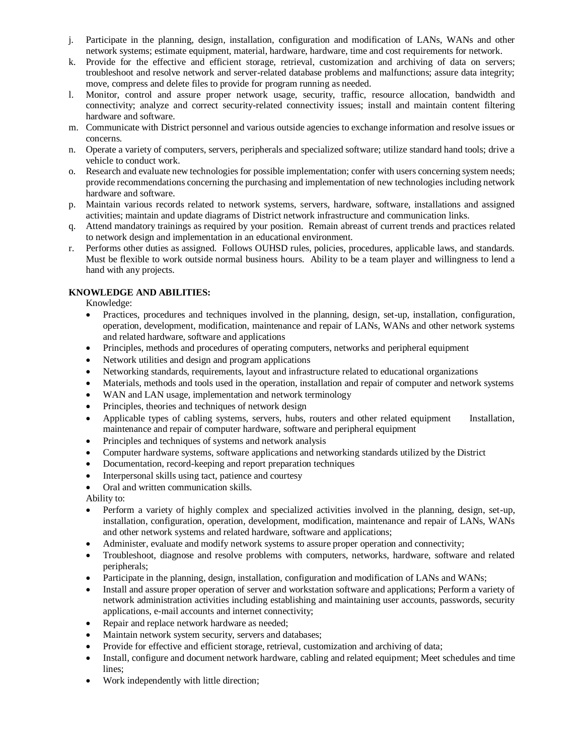j. Participate in the planning, design, installation, configuration and modification of LANs, WANs and other network systems; estimate equipment, material, hardware, hardware, time and cost requirements for network.
k. Provide for the effective and efficient storage, retrieval, customization and archiving of data on servers; troubleshoot and resolve network and server-related database problems and malfunctions; assure data integrity; move, compress and delete files to provide for program running as needed.
l. Monitor, control and assure proper network usage, security, traffic, resource allocation, bandwidth and connectivity; analyze and correct security-related connectivity issues; install and maintain content filtering hardware and software.
m. Communicate with District personnel and various outside agencies to exchange information and resolve issues or concerns.
n. Operate a variety of computers, servers, peripherals and specialized software; utilize standard hand tools; drive a vehicle to conduct work.
o. Research and evaluate new technologies for possible implementation; confer with users concerning system needs; provide recommendations concerning the purchasing and implementation of new technologies including network hardware and software.
p. Maintain various records related to network systems, servers, hardware, software, installations and assigned activities; maintain and update diagrams of District network infrastructure and communication links.
q. Attend mandatory trainings as required by your position. Remain abreast of current trends and practices related to network design and implementation in an educational environment.
r. Performs other duties as assigned. Follows OUHSD rules, policies, procedures, applicable laws, and standards. Must be flexible to work outside normal business hours. Ability to be a team player and willingness to lend a hand with any projects.

**KNOWLEDGE AND ABILITIES:**

Knowledge:

- Practices, procedures and techniques involved in the planning, design, set-up, installation, configuration, operation, development, modification, maintenance and repair of LANs, WANs and other network systems and related hardware, software and applications
- Principles, methods and procedures of operating computers, networks and peripheral equipment
- Network utilities and design and program applications
- Networking standards, requirements, layout and infrastructure related to educational organizations
- Materials, methods and tools used in the operation, installation and repair of computer and network systems
- WAN and LAN usage, implementation and network terminology
- Principles, theories and techniques of network design
- Applicable types of cabling systems, servers, hubs, routers and other related equipment Installation, maintenance and repair of computer hardware, software and peripheral equipment
- Principles and techniques of systems and network analysis
- Computer hardware systems, software applications and networking standards utilized by the District
- Documentation, record-keeping and report preparation techniques
- Interpersonal skills using tact, patience and courtesy
- Oral and written communication skills.

Ability to:

- Perform a variety of highly complex and specialized activities involved in the planning, design, set-up, installation, configuration, operation, development, modification, maintenance and repair of LANs, WANs and other network systems and related hardware, software and applications;
- Administer, evaluate and modify network systems to assure proper operation and connectivity;
- Troubleshoot, diagnose and resolve problems with computers, networks, hardware, software and related peripherals;
- Participate in the planning, design, installation, configuration and modification of LANs and WANs;
- Install and assure proper operation of server and workstation software and applications; Perform a variety of network administration activities including establishing and maintaining user accounts, passwords, security applications, e-mail accounts and internet connectivity;
- Repair and replace network hardware as needed;
- Maintain network system security, servers and databases;
- Provide for effective and efficient storage, retrieval, customization and archiving of data;
- Install, configure and document network hardware, cabling and related equipment; Meet schedules and time lines;
- Work independently with little direction;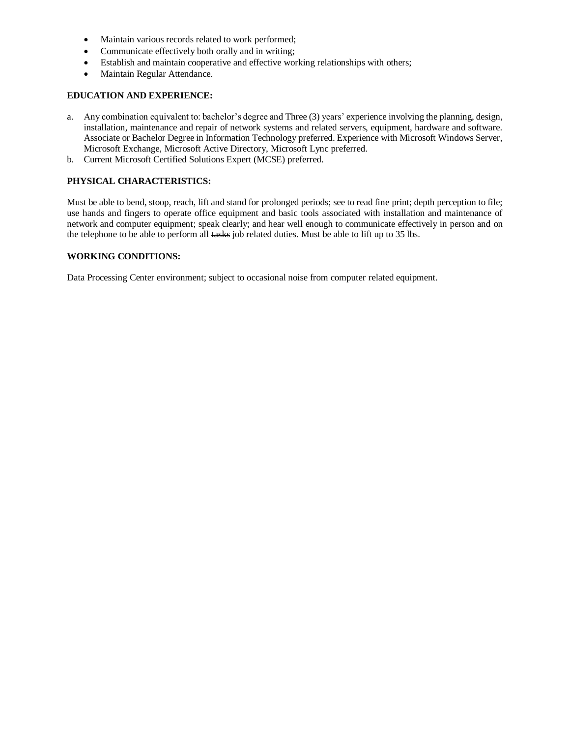- Maintain various records related to work performed;
- Communicate effectively both orally and in writing;
- Establish and maintain cooperative and effective working relationships with others;
- Maintain Regular Attendance.

**EDUCATION AND EXPERIENCE:**

a. Any combination equivalent to: bachelor's degree and Three (3) years' experience involving the planning, design, installation, maintenance and repair of network systems and related servers, equipment, hardware and software. Associate or Bachelor Degree in Information Technology preferred. Experience with Microsoft Windows Server, Microsoft Exchange, Microsoft Active Directory, Microsoft Lync preferred.

b. Current Microsoft Certified Solutions Expert (MCSE) preferred.

**PHYSICAL CHARACTERISTICS:**

Must be able to bend, stoop, reach, lift and stand for prolonged periods; see to read fine print; depth perception to file; use hands and fingers to operate office equipment and basic tools associated with installation and maintenance of network and computer equipment; speak clearly; and hear well enough to communicate effectively in person and on the telephone to be able to perform all ~~tasks~~ job related duties. Must be able to lift up to 35 lbs.

**WORKING CONDITIONS:**

Data Processing Center environment; subject to occasional noise from computer related equipment.